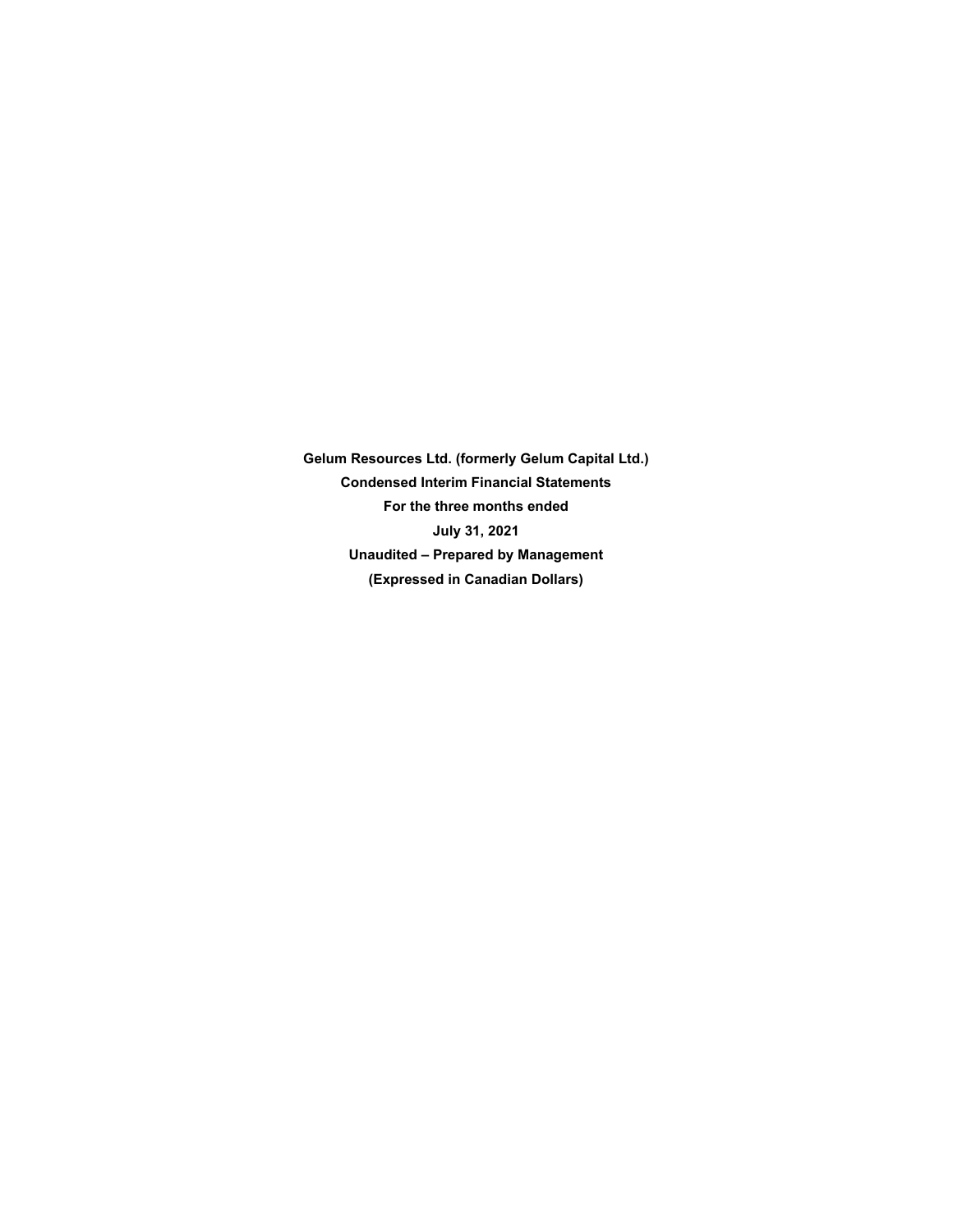**Gelum Resources Ltd. (formerly Gelum Capital Ltd.)**

**Condensed Interim Financial Statements**

**For the three months ended**

**July 31, 2021**

**Unaudited – Prepared by Management**

**(Expressed in Canadian Dollars)**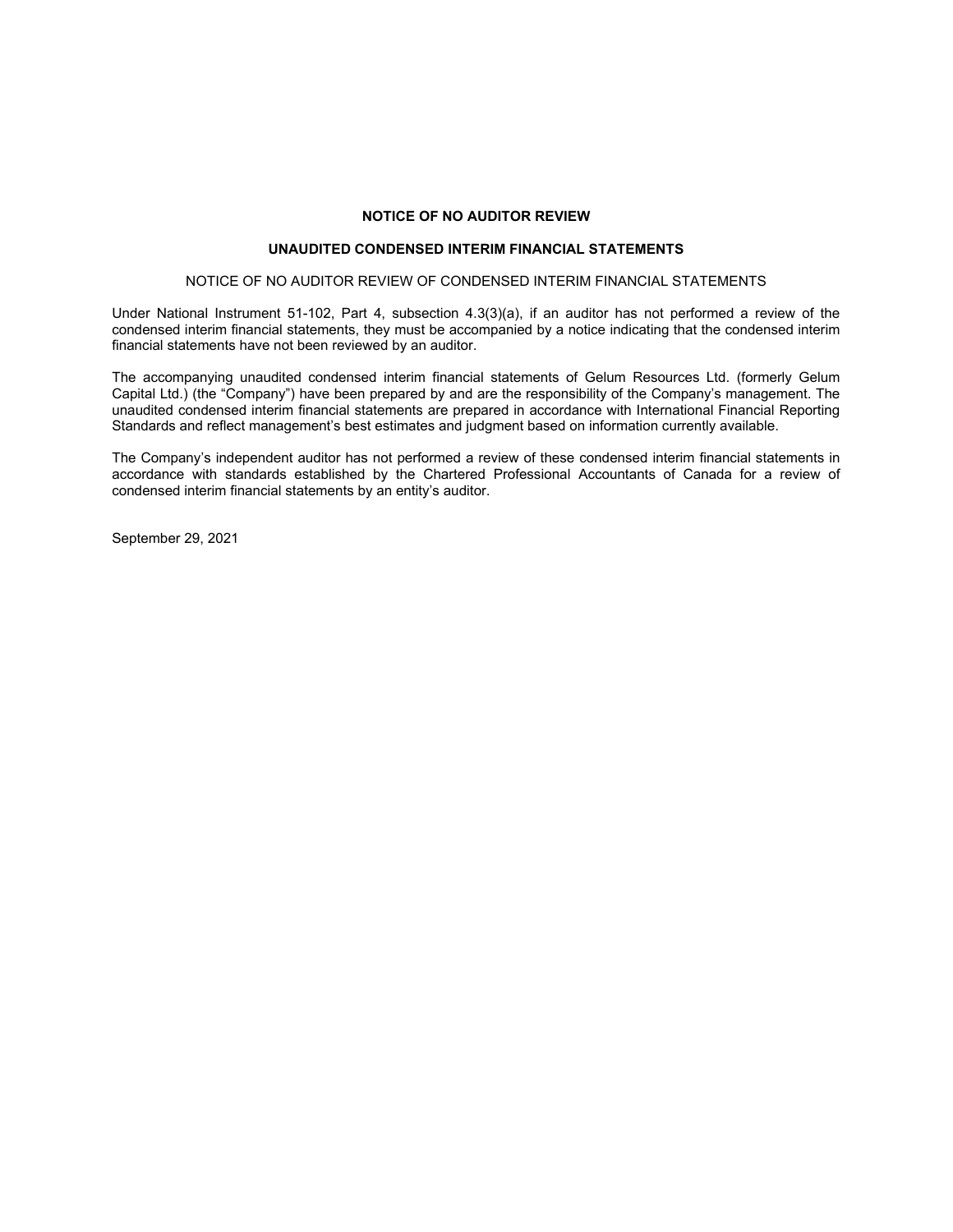# NOTICE OF NO AUDITOR REVIEW

## UNAUDITED CONDENSED INTERIM FINANCIAL STATEMENTS

NOTICE OF NO AUDITOR REVIEW OF CONDENSED INTERIM FINANCIAL STATEMENTS

Under National Instrument 51-102, Part 4, subsection 4.3(3)(a), if an auditor has not performed a review of the condensed interim financial statements, they must be accompanied by a notice indicating that the condensed interim financial statements have not been reviewed by an auditor.

The accompanying unaudited condensed interim financial statements of Gelum Resources Ltd. (formerly Gelum Capital Ltd.) (the "Company") have been prepared by and are the responsibility of the Company's management. The unaudited condensed interim financial statements are prepared in accordance with International Financial Reporting Standards and reflect management's best estimates and judgment based on information currently available.

The Company's independent auditor has not performed a review of these condensed interim financial statements in accordance with standards established by the Chartered Professional Accountants of Canada for a review of condensed interim financial statements by an entity's auditor.

September 29, 2021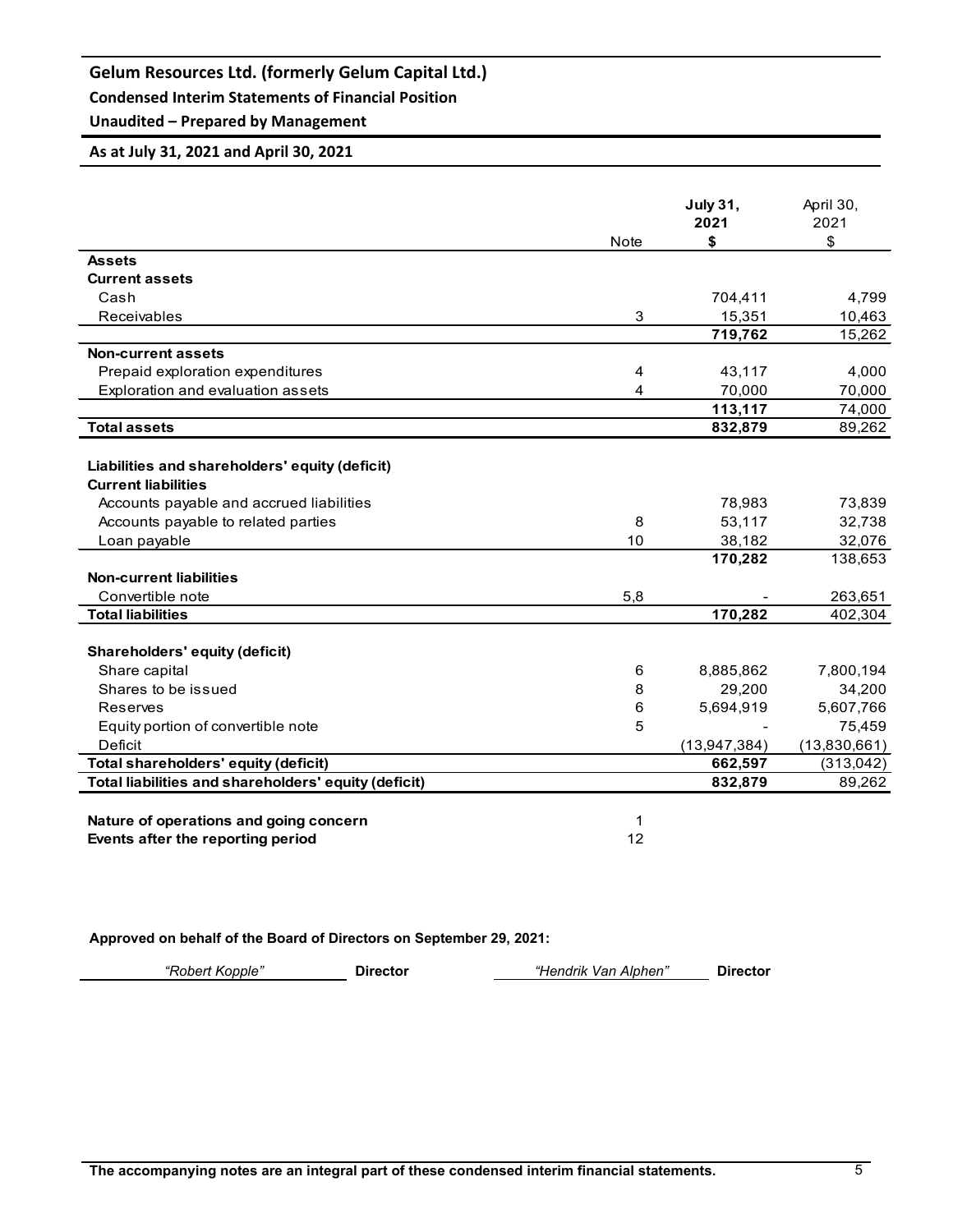# Gelum Resources Ltd. (formerly Gelum Capital Ltd.)

## Condensed Interim Statements of Financial Position

## Unaudited – Prepared by Management

### As at July 31, 2021 and April 30, 2021

| | Note | July 31, 2021 $ | April 30, 2021 $ |
|---|---|---|---|
| **Assets** | | | |
| **Current assets** | | | |
| Cash | | 704,411 | 4,799 |
| Receivables | 3 | 15,351 | 10,463 |
| | | **719,762** | 15,262 |
| **Non-current assets** | | | |
| Prepaid exploration expenditures | 4 | 43,117 | 4,000 |
| Exploration and evaluation assets | 4 | 70,000 | 70,000 |
| | | **113,117** | 74,000 |
| **Total assets** | | **832,879** | 89,262 |
| | | | |
| **Liabilities and shareholders' equity (deficit)** | | | |
| **Current liabilities** | | | |
| Accounts payable and accrued liabilities | | 78,983 | 73,839 |
| Accounts payable to related parties | 8 | 53,117 | 32,738 |
| Loan payable | 10 | 38,182 | 32,076 |
| | | **170,282** | 138,653 |
| **Non-current liabilities** | | | |
| Convertible note | 5,8 | - | 263,651 |
| **Total liabilities** | | **170,282** | 402,304 |
| | | | |
| **Shareholders' equity (deficit)** | | | |
| Share capital | 6 | 8,885,862 | 7,800,194 |
| Shares to be issued | 8 | 29,200 | 34,200 |
| Reserves | 6 | 5,694,919 | 5,607,766 |
| Equity portion of convertible note | 5 | - | 75,459 |
| Deficit | | (13,947,384) | (13,830,661) |
| **Total shareholders' equity (deficit)** | | **662,597** | (313,042) |
| **Total liabilities and shareholders' equity (deficit)** | | **832,879** | 89,262 |
| | | | |
| **Nature of operations and going concern** | 1 | | |
| **Events after the reporting period** | 12 | | |

**Approved on behalf of the Board of Directors on September 29, 2021:**

*"Robert Kopple"* **Director** *"Hendrik Van Alphen"* **Director**

**The accompanying notes are an integral part of these condensed interim financial statements.**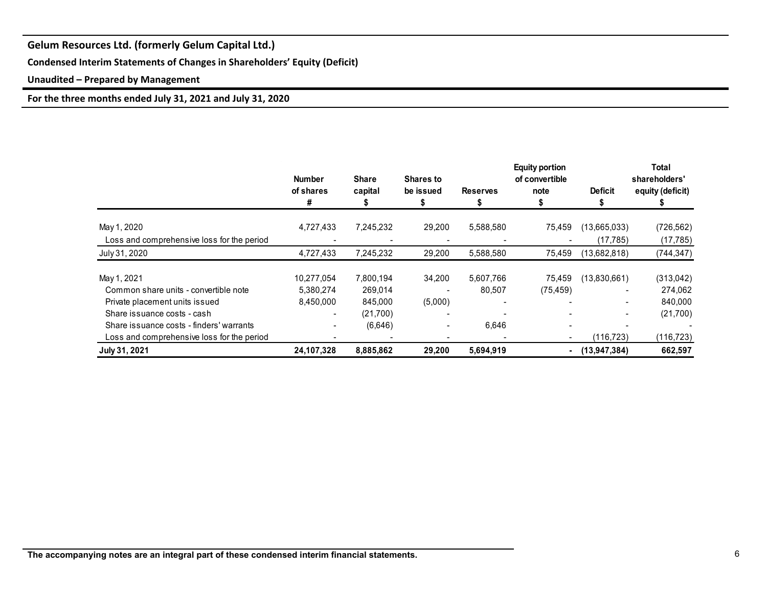**Gelum Resources Ltd. (formerly Gelum Capital Ltd.)**

**Condensed Interim Statements of Changes in Shareholders' Equity (Deficit)**

**Unaudited – Prepared by Management**

**For the three months ended July 31, 2021 and July 31, 2020**

| | Number of shares # | Share capital $ | Shares to be issued $ | Reserves $ | Equity portion of convertible note $ | Deficit $ | Total shareholders' equity (deficit) $ |
|---|---|---|---|---|---|---|---|
| May 1, 2020 | 4,727,433 | 7,245,232 | 29,200 | 5,588,580 | 75,459 | (13,665,033) | (726,562) |
| Loss and comprehensive loss for the period | - | - | - | - | - | (17,785) | (17,785) |
| July 31, 2020 | 4,727,433 | 7,245,232 | 29,200 | 5,588,580 | 75,459 | (13,682,818) | (744,347) |
| | | | | | | | |
| May 1, 2021 | 10,277,054 | 7,800,194 | 34,200 | 5,607,766 | 75,459 | (13,830,661) | (313,042) |
| Common share units - convertible note | 5,380,274 | 269,014 | - | 80,507 | (75,459) | - | 274,062 |
| Private placement units issued | 8,450,000 | 845,000 | (5,000) | - | - | - | 840,000 |
| Share issuance costs - cash | - | (21,700) | - | - | - | - | (21,700) |
| Share issuance costs - finders' warrants | - | (6,646) | - | 6,646 | - | - | - |
| Loss and comprehensive loss for the period | - | - | - | - | - | (116,723) | (116,723) |
| **July 31, 2021** | **24,107,328** | **8,885,862** | **29,200** | **5,694,919** | **-** | **(13,947,384)** | **662,597** |

**The accompanying notes are an integral part of these condensed interim financial statements.**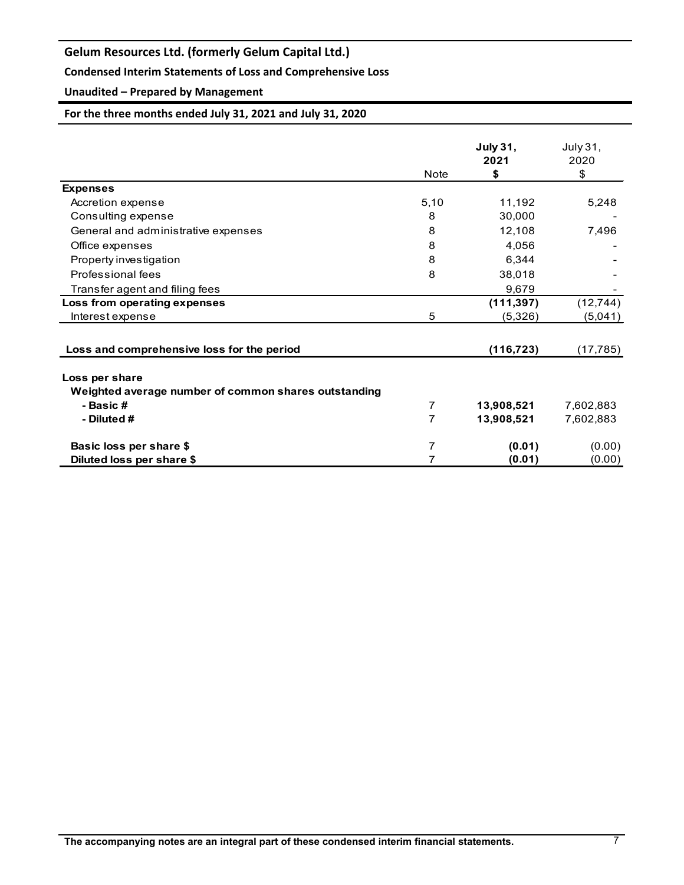# Gelum Resources Ltd. (formerly Gelum Capital Ltd.)

**Condensed Interim Statements of Loss and Comprehensive Loss**

**Unaudited – Prepared by Management**

**For the three months ended July 31, 2021 and July 31, 2020**

| | Note | **July 31, 2021 $** | July 31, 2020 $ |
|---|---|---|---|
| **Expenses** | | | |
| Accretion expense | 5,10 | 11,192 | 5,248 |
| Consulting expense | 8 | 30,000 | - |
| General and administrative expenses | 8 | 12,108 | 7,496 |
| Office expenses | 8 | 4,056 | - |
| Property investigation | 8 | 6,344 | - |
| Professional fees | 8 | 38,018 | - |
| Transfer agent and filing fees | | 9,679 | - |
| **Loss from operating expenses** | | **(111,397)** | (12,744) |
| Interest expense | 5 | (5,326) | (5,041) |
| **Loss and comprehensive loss for the period** | | **(116,723)** | (17,785) |
| **Loss per share** | | | |
| **Weighted average number of common shares outstanding** | | | |
| **- Basic #** | 7 | **13,908,521** | 7,602,883 |
| **- Diluted #** | 7 | **13,908,521** | 7,602,883 |
| **Basic loss per share $** | 7 | **(0.01)** | (0.00) |
| **Diluted loss per share $** | 7 | **(0.01)** | (0.00) |

**The accompanying notes are an integral part of these condensed interim financial statements.**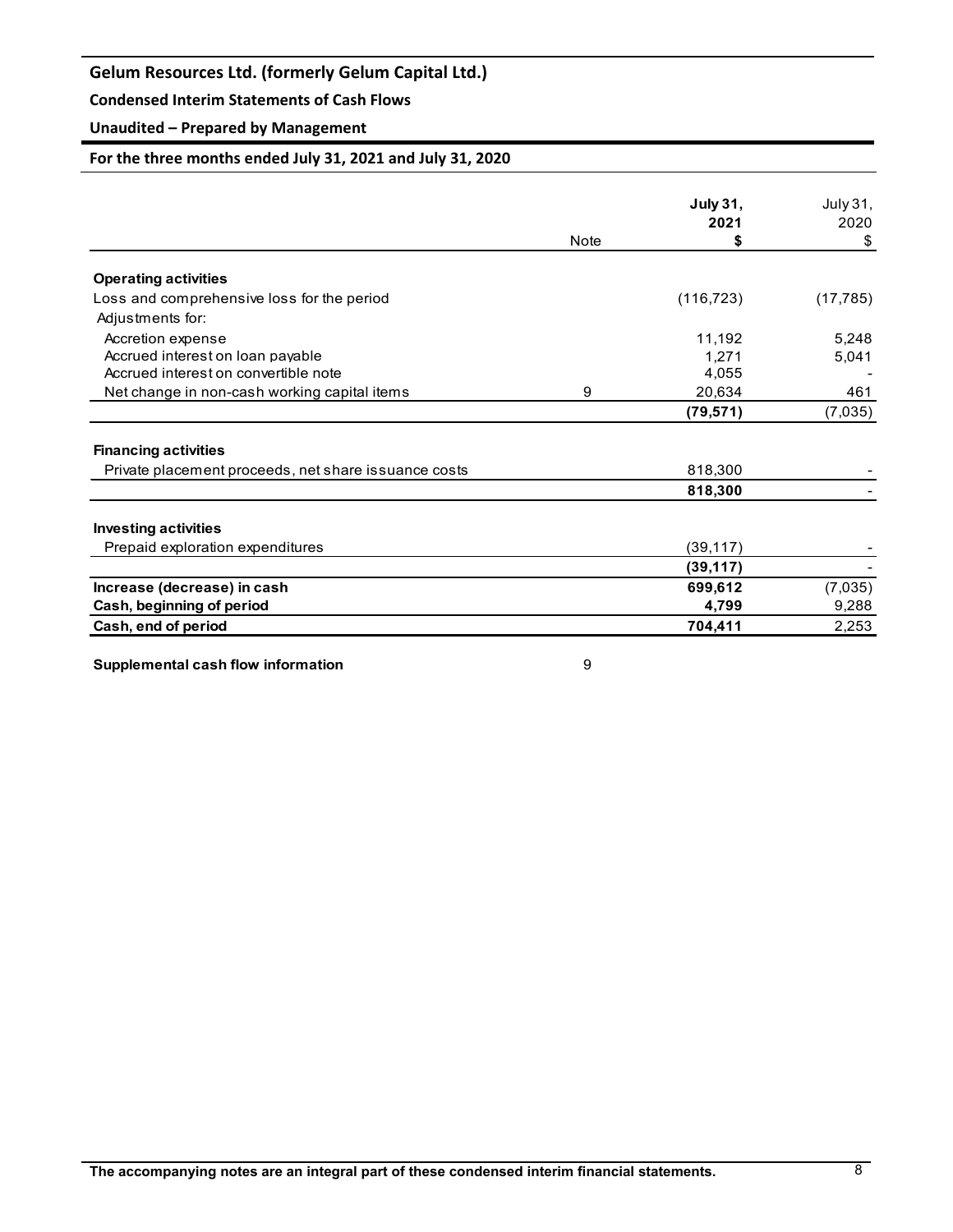# Gelum Resources Ltd. (formerly Gelum Capital Ltd.)

## Condensed Interim Statements of Cash Flows

### Unaudited – Prepared by Management

### For the three months ended July 31, 2021 and July 31, 2020

| | Note | **July 31, 2021 $** | July 31, 2020 $ |
|---|---|---|---|
| **Operating activities** | | | |
| Loss and comprehensive loss for the period | | (116,723) | (17,785) |
| Adjustments for: | | | |
| Accretion expense | | 11,192 | 5,248 |
| Accrued interest on loan payable | | 1,271 | 5,041 |
| Accrued interest on convertible note | | 4,055 | - |
| Net change in non-cash working capital items | 9 | 20,634 | 461 |
| | | **(79,571)** | (7,035) |
| **Financing activities** | | | |
| Private placement proceeds, net share issuance costs | | 818,300 | - |
| | | **818,300** | - |
| **Investing activities** | | | |
| Prepaid exploration expenditures | | (39,117) | - |
| | | **(39,117)** | - |
| **Increase (decrease) in cash** | | **699,612** | (7,035) |
| **Cash, beginning of period** | | **4,799** | 9,288 |
| **Cash, end of period** | | **704,411** | 2,253 |

**Supplemental cash flow information** 9

**The accompanying notes are an integral part of these condensed interim financial statements.**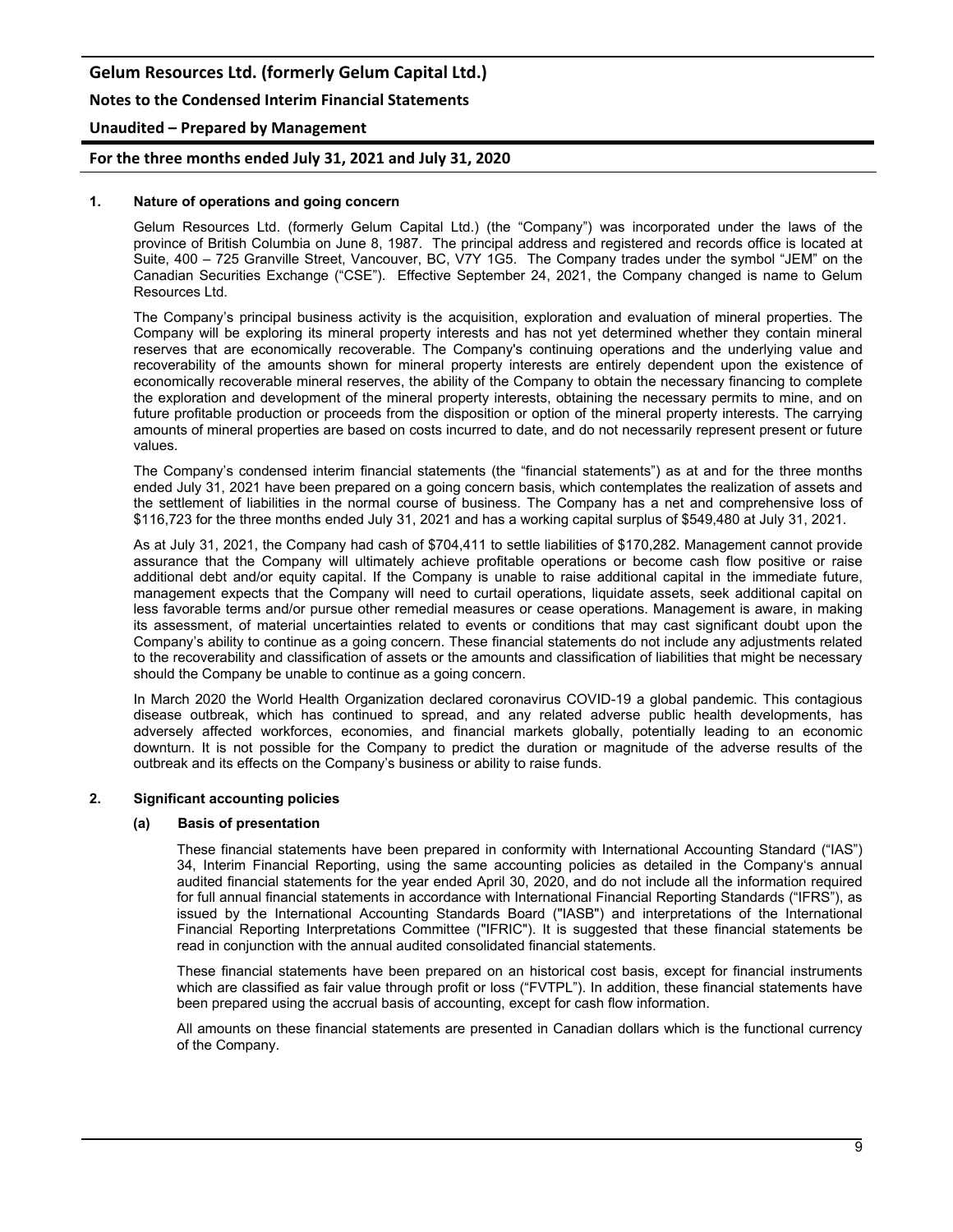## 1. Nature of operations and going concern

Gelum Resources Ltd. (formerly Gelum Capital Ltd.) (the "Company") was incorporated under the laws of the province of British Columbia on June 8, 1987. The principal address and registered and records office is located at Suite, 400 – 725 Granville Street, Vancouver, BC, V7Y 1G5. The Company trades under the symbol "JEM" on the Canadian Securities Exchange ("CSE"). Effective September 24, 2021, the Company changed is name to Gelum Resources Ltd.

The Company's principal business activity is the acquisition, exploration and evaluation of mineral properties. The Company will be exploring its mineral property interests and has not yet determined whether they contain mineral reserves that are economically recoverable. The Company's continuing operations and the underlying value and recoverability of the amounts shown for mineral property interests are entirely dependent upon the existence of economically recoverable mineral reserves, the ability of the Company to obtain the necessary financing to complete the exploration and development of the mineral property interests, obtaining the necessary permits to mine, and on future profitable production or proceeds from the disposition or option of the mineral property interests. The carrying amounts of mineral properties are based on costs incurred to date, and do not necessarily represent present or future values.

The Company's condensed interim financial statements (the "financial statements") as at and for the three months ended July 31, 2021 have been prepared on a going concern basis, which contemplates the realization of assets and the settlement of liabilities in the normal course of business. The Company has a net and comprehensive loss of $116,723 for the three months ended July 31, 2021 and has a working capital surplus of $549,480 at July 31, 2021.

As at July 31, 2021, the Company had cash of $704,411 to settle liabilities of $170,282. Management cannot provide assurance that the Company will ultimately achieve profitable operations or become cash flow positive or raise additional debt and/or equity capital. If the Company is unable to raise additional capital in the immediate future, management expects that the Company will need to curtail operations, liquidate assets, seek additional capital on less favorable terms and/or pursue other remedial measures or cease operations. Management is aware, in making its assessment, of material uncertainties related to events or conditions that may cast significant doubt upon the Company's ability to continue as a going concern. These financial statements do not include any adjustments related to the recoverability and classification of assets or the amounts and classification of liabilities that might be necessary should the Company be unable to continue as a going concern.

In March 2020 the World Health Organization declared coronavirus COVID-19 a global pandemic. This contagious disease outbreak, which has continued to spread, and any related adverse public health developments, has adversely affected workforces, economies, and financial markets globally, potentially leading to an economic downturn. It is not possible for the Company to predict the duration or magnitude of the adverse results of the outbreak and its effects on the Company's business or ability to raise funds.

## 2. Significant accounting policies

### (a) Basis of presentation

These financial statements have been prepared in conformity with International Accounting Standard ("IAS") 34, Interim Financial Reporting, using the same accounting policies as detailed in the Company's annual audited financial statements for the year ended April 30, 2020, and do not include all the information required for full annual financial statements in accordance with International Financial Reporting Standards ("IFRS"), as issued by the International Accounting Standards Board ("IASB") and interpretations of the International Financial Reporting Interpretations Committee ("IFRIC"). It is suggested that these financial statements be read in conjunction with the annual audited consolidated financial statements.

These financial statements have been prepared on an historical cost basis, except for financial instruments which are classified as fair value through profit or loss ("FVTPL"). In addition, these financial statements have been prepared using the accrual basis of accounting, except for cash flow information.

All amounts on these financial statements are presented in Canadian dollars which is the functional currency of the Company.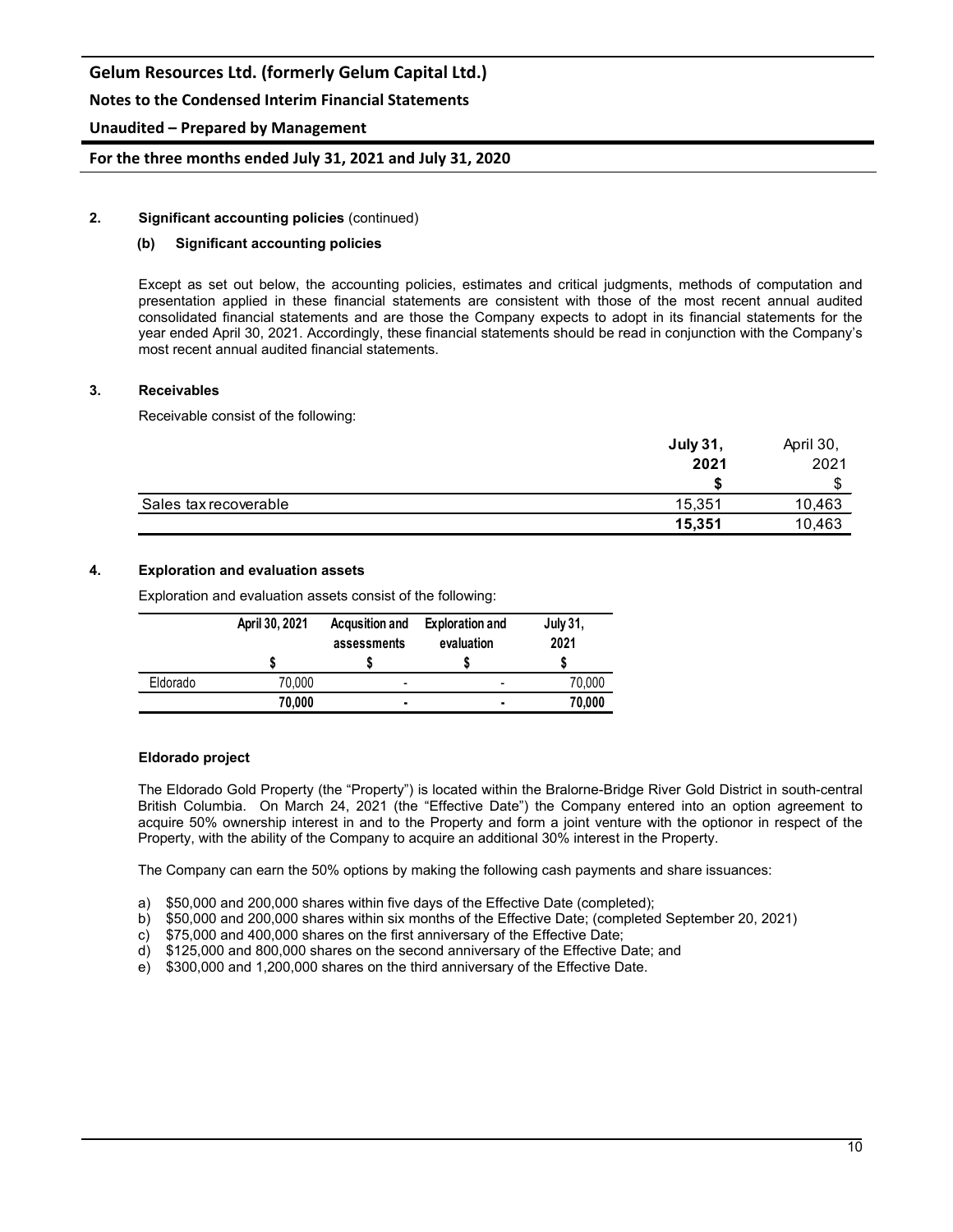## 2. Significant accounting policies (continued)

### (b) Significant accounting policies

Except as set out below, the accounting policies, estimates and critical judgments, methods of computation and presentation applied in these financial statements are consistent with those of the most recent annual audited consolidated financial statements and are those the Company expects to adopt in its financial statements for the year ended April 30, 2021. Accordingly, these financial statements should be read in conjunction with the Company's most recent annual audited financial statements.

## 3. Receivables

Receivable consist of the following:

| | **July 31, 2021** | April 30, 2021 |
|---|---|---|
| | **$** | $ |
| Sales tax recoverable | 15,351 | 10,463 |
| | **15,351** | 10,463 |

## 4. Exploration and evaluation assets

Exploration and evaluation assets consist of the following:

| | April 30, 2021 | Acqusition and assessments | Exploration and evaluation | July 31, 2021 |
|---|---|---|---|---|
| | $ | $ | $ | $ |
| Eldorado | 70,000 | - | - | 70,000 |
| | **70,000** | **-** | **-** | **70,000** |

### Eldorado project

The Eldorado Gold Property (the "Property") is located within the Bralorne-Bridge River Gold District in south-central British Columbia. On March 24, 2021 (the "Effective Date") the Company entered into an option agreement to acquire 50% ownership interest in and to the Property and form a joint venture with the optionor in respect of the Property, with the ability of the Company to acquire an additional 30% interest in the Property.

The Company can earn the 50% options by making the following cash payments and share issuances:

a) $50,000 and 200,000 shares within five days of the Effective Date (completed);
b) $50,000 and 200,000 shares within six months of the Effective Date; (completed September 20, 2021)
c) $75,000 and 400,000 shares on the first anniversary of the Effective Date;
d) $125,000 and 800,000 shares on the second anniversary of the Effective Date; and
e) $300,000 and 1,200,000 shares on the third anniversary of the Effective Date.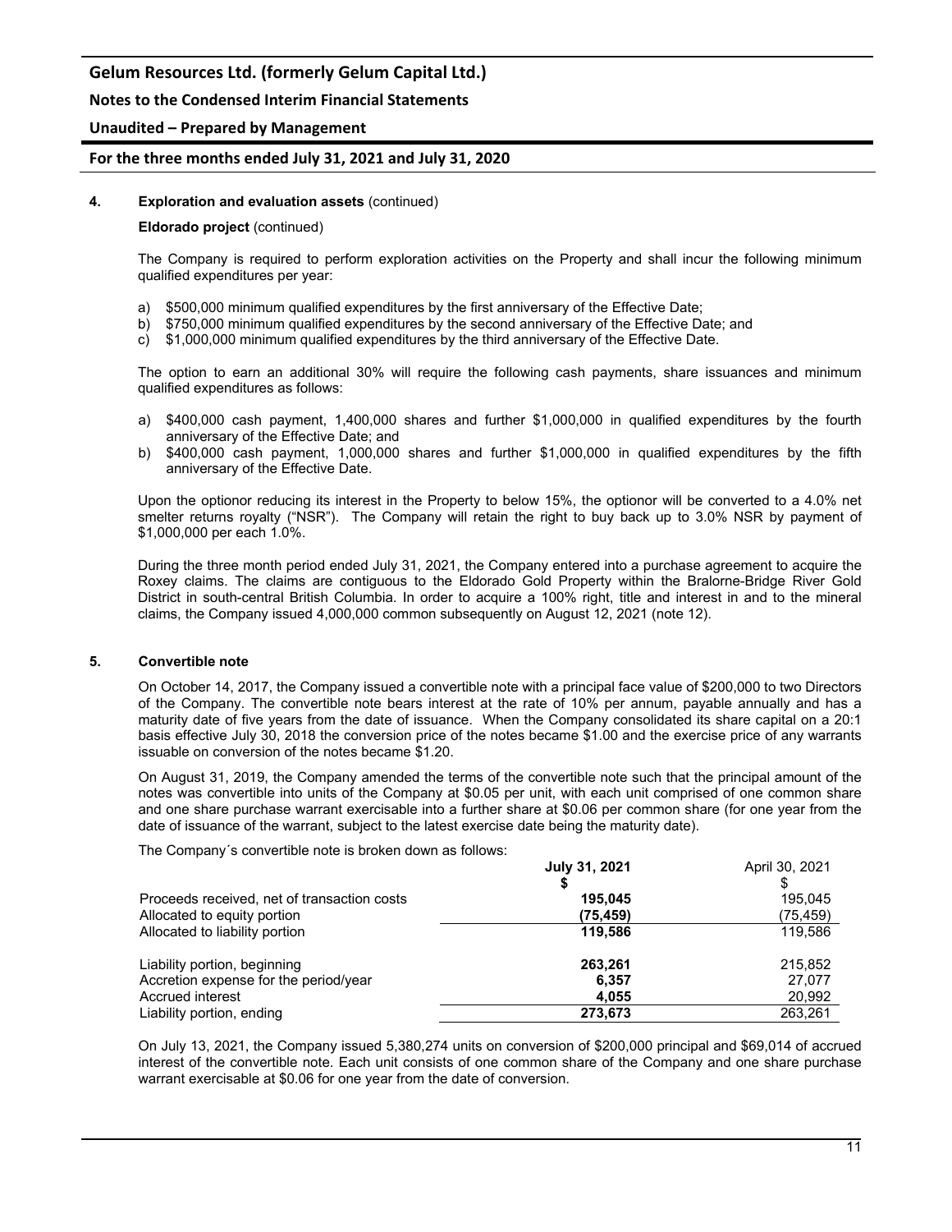**4. Exploration and evaluation assets** (continued)

**Eldorado project** (continued)

The Company is required to perform exploration activities on the Property and shall incur the following minimum qualified expenditures per year:

a) $500,000 minimum qualified expenditures by the first anniversary of the Effective Date;
b) $750,000 minimum qualified expenditures by the second anniversary of the Effective Date; and
c) $1,000,000 minimum qualified expenditures by the third anniversary of the Effective Date.

The option to earn an additional 30% will require the following cash payments, share issuances and minimum qualified expenditures as follows:

a) $400,000 cash payment, 1,400,000 shares and further $1,000,000 in qualified expenditures by the fourth anniversary of the Effective Date; and
b) $400,000 cash payment, 1,000,000 shares and further $1,000,000 in qualified expenditures by the fifth anniversary of the Effective Date.

Upon the optionor reducing its interest in the Property to below 15%, the optionor will be converted to a 4.0% net smelter returns royalty ("NSR"). The Company will retain the right to buy back up to 3.0% NSR by payment of $1,000,000 per each 1.0%.

During the three month period ended July 31, 2021, the Company entered into a purchase agreement to acquire the Roxey claims. The claims are contiguous to the Eldorado Gold Property within the Bralorne-Bridge River Gold District in south-central British Columbia. In order to acquire a 100% right, title and interest in and to the mineral claims, the Company issued 4,000,000 common subsequently on August 12, 2021 (note 12).

**5. Convertible note**

On October 14, 2017, the Company issued a convertible note with a principal face value of $200,000 to two Directors of the Company. The convertible note bears interest at the rate of 10% per annum, payable annually and has a maturity date of five years from the date of issuance. When the Company consolidated its share capital on a 20:1 basis effective July 30, 2018 the conversion price of the notes became $1.00 and the exercise price of any warrants issuable on conversion of the notes became $1.20.

On August 31, 2019, the Company amended the terms of the convertible note such that the principal amount of the notes was convertible into units of the Company at $0.05 per unit, with each unit comprised of one common share and one share purchase warrant exercisable into a further share at $0.06 per common share (for one year from the date of issuance of the warrant, subject to the latest exercise date being the maturity date).

The Company´s convertible note is broken down as follows:

| | **July 31, 2021** | April 30, 2021 |
|---|---|---|
| | **$** | $ |
| Proceeds received, net of transaction costs | **195,045** | 195,045 |
| Allocated to equity portion | **(75,459)** | (75,459) |
| Allocated to liability portion | **119,586** | 119,586 |
| | | |
| Liability portion, beginning | **263,261** | 215,852 |
| Accretion expense for the period/year | **6,357** | 27,077 |
| Accrued interest | **4,055** | 20,992 |
| Liability portion, ending | **273,673** | 263,261 |

On July 13, 2021, the Company issued 5,380,274 units on conversion of $200,000 principal and $69,014 of accrued interest of the convertible note. Each unit consists of one common share of the Company and one share purchase warrant exercisable at $0.06 for one year from the date of conversion.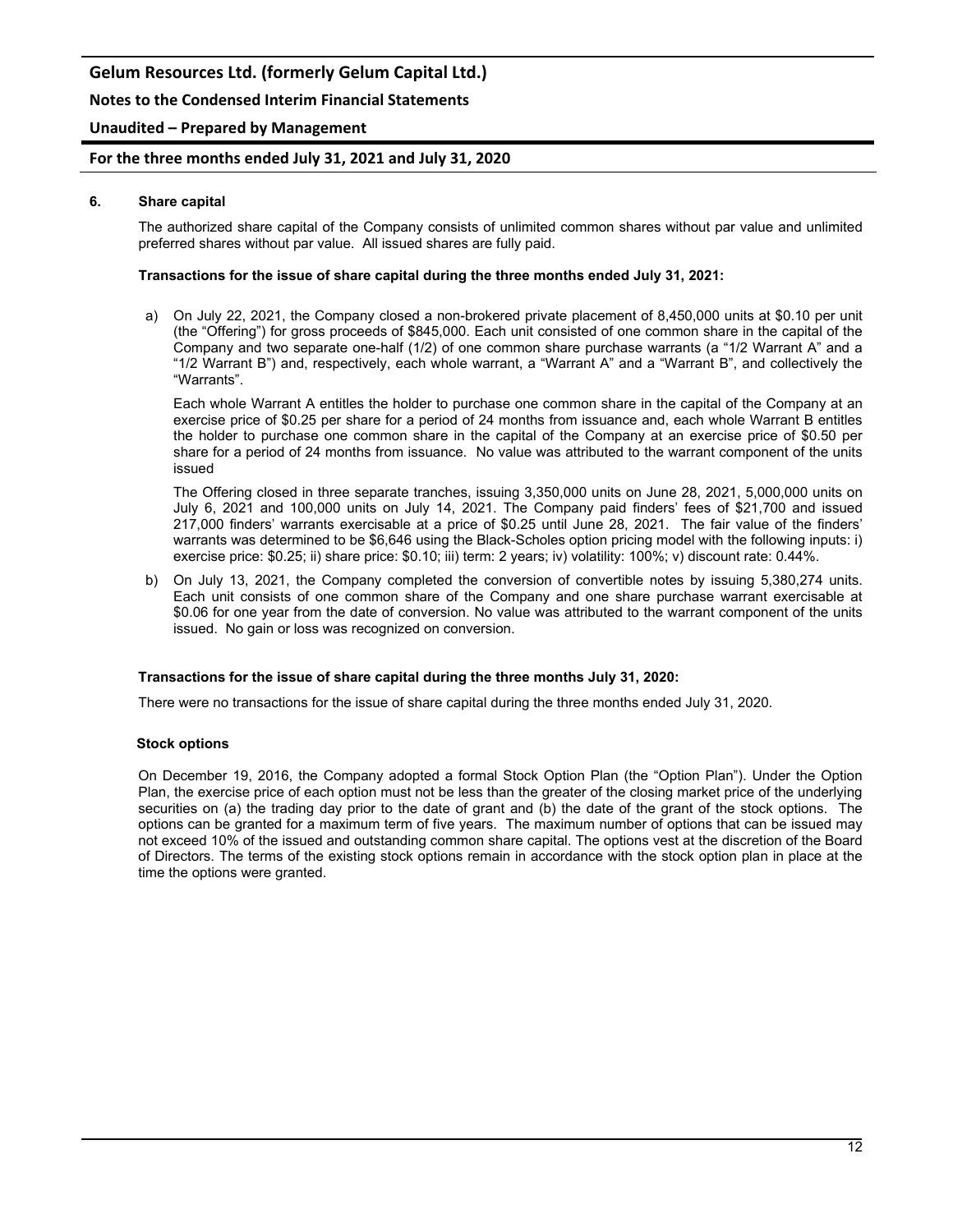## 6. Share capital

The authorized share capital of the Company consists of unlimited common shares without par value and unlimited preferred shares without par value. All issued shares are fully paid.

**Transactions for the issue of share capital during the three months ended July 31, 2021:**

a) On July 22, 2021, the Company closed a non-brokered private placement of 8,450,000 units at $0.10 per unit (the "Offering") for gross proceeds of $845,000. Each unit consisted of one common share in the capital of the Company and two separate one-half (1/2) of one common share purchase warrants (a "1/2 Warrant A" and a "1/2 Warrant B") and, respectively, each whole warrant, a "Warrant A" and a "Warrant B", and collectively the "Warrants".

   Each whole Warrant A entitles the holder to purchase one common share in the capital of the Company at an exercise price of $0.25 per share for a period of 24 months from issuance and, each whole Warrant B entitles the holder to purchase one common share in the capital of the Company at an exercise price of $0.50 per share for a period of 24 months from issuance. No value was attributed to the warrant component of the units issued

   The Offering closed in three separate tranches, issuing 3,350,000 units on June 28, 2021, 5,000,000 units on July 6, 2021 and 100,000 units on July 14, 2021. The Company paid finders' fees of $21,700 and issued 217,000 finders' warrants exercisable at a price of $0.25 until June 28, 2021. The fair value of the finders' warrants was determined to be $6,646 using the Black-Scholes option pricing model with the following inputs: i) exercise price: $0.25; ii) share price: $0.10; iii) term: 2 years; iv) volatility: 100%; v) discount rate: 0.44%.

b) On July 13, 2021, the Company completed the conversion of convertible notes by issuing 5,380,274 units. Each unit consists of one common share of the Company and one share purchase warrant exercisable at $0.06 for one year from the date of conversion. No value was attributed to the warrant component of the units issued. No gain or loss was recognized on conversion.

**Transactions for the issue of share capital during the three months July 31, 2020:**

There were no transactions for the issue of share capital during the three months ended July 31, 2020.

**Stock options**

On December 19, 2016, the Company adopted a formal Stock Option Plan (the "Option Plan"). Under the Option Plan, the exercise price of each option must not be less than the greater of the closing market price of the underlying securities on (a) the trading day prior to the date of grant and (b) the date of the grant of the stock options. The options can be granted for a maximum term of five years. The maximum number of options that can be issued may not exceed 10% of the issued and outstanding common share capital. The options vest at the discretion of the Board of Directors. The terms of the existing stock options remain in accordance with the stock option plan in place at the time the options were granted.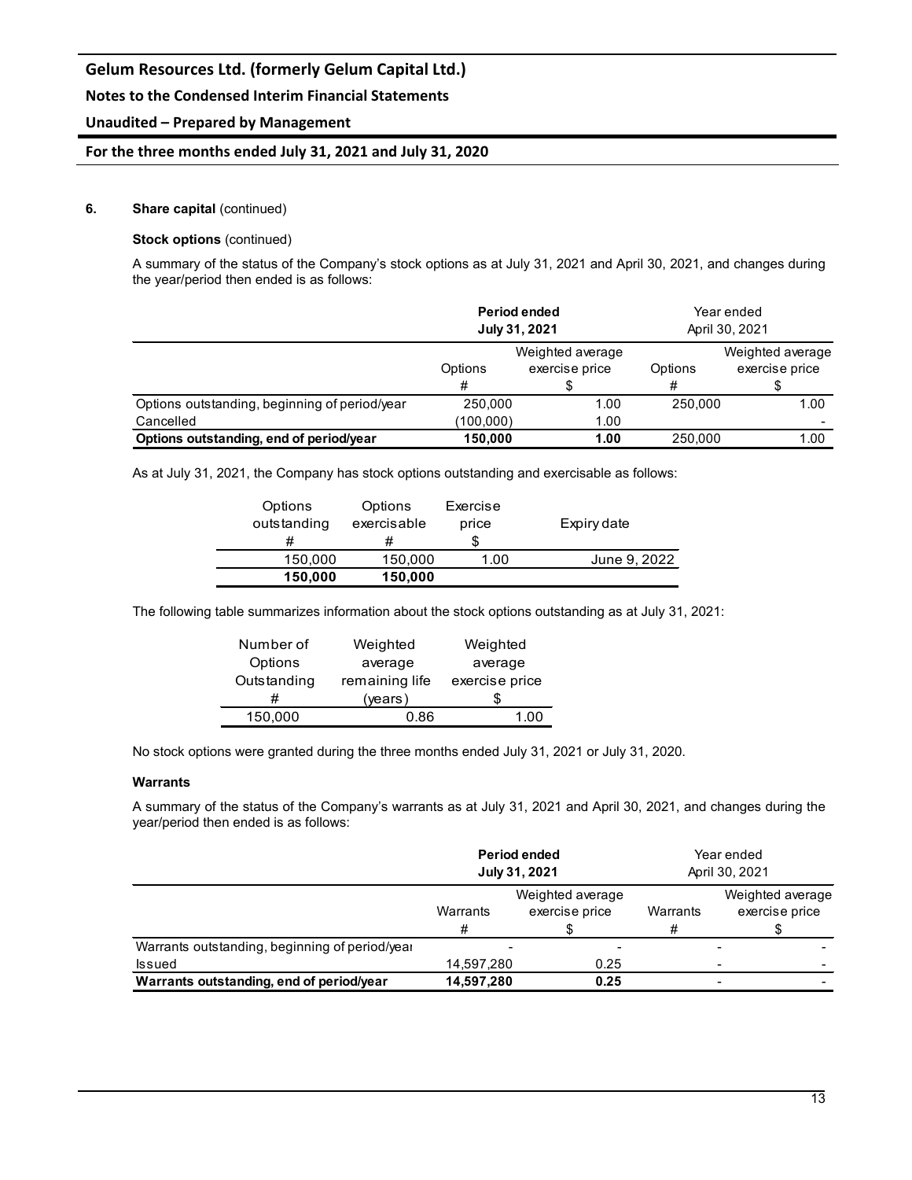**6. Share capital** (continued)

**Stock options** (continued)

A summary of the status of the Company's stock options as at July 31, 2021 and April 30, 2021, and changes during the year/period then ended is as follows:

| | **Period ended July 31, 2021** | | Year ended April 30, 2021 | |
|---|---|---|---|---|
| | Options<br>#| Weighted average exercise price<br>$ | Options<br>#` | Weighted average exercise price<br>$ |
| Options outstanding, beginning of period/year | 250,000 | 1.00 | 250,000 | 1.00 |
| Cancelled | (100,000) | 1.00 | | - |
| **Options outstanding, end of period/year** | **150,000** | **1.00** | 250,000 | 1.00 |

As at July 31, 2021, the Company has stock options outstanding and exercisable as follows:

| Options outstanding<br>#` | Options exercisable<br>#` | Exercise price<br>$ | Expiry date |
|---|---|---|---|
| 150,000 | 150,000 | 1.00 | June 9, 2022 |
| **150,000** | **150,000** | | |

The following table summarizes information about the stock options outstanding as at July 31, 2021:

| Number of Options Outstanding<br>#` | Weighted average remaining life<br>(years) | Weighted average exercise price<br>$ |
|---|---|---|
| 150,000 | 0.86 | 1.00 |

No stock options were granted during the three months ended July 31, 2021 or July 31, 2020.

**Warrants**

A summary of the status of the Company's warrants as at July 31, 2021 and April 30, 2021, and changes during the year/period then ended is as follows:

| | **Period ended July 31, 2021** | | Year ended April 30, 2021 | |
|---|---|---|---|---|
| | Warrants<br>#` | Weighted average exercise price<br>$ | Warrants<br>#` | Weighted average exercise price<br>$ |
| Warrants outstanding, beginning of period/year | - | - | - | - |
| Issued | 14,597,280 | 0.25 | - | - |
| **Warrants outstanding, end of period/year** | **14,597,280** | **0.25** | - | - |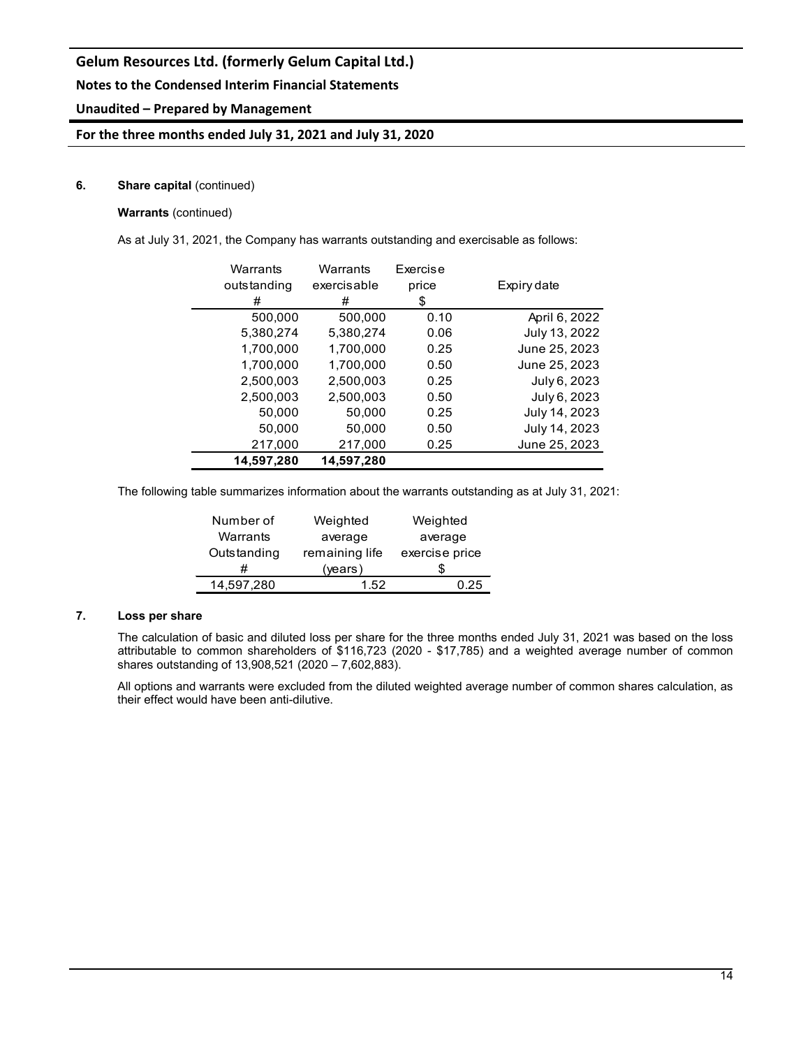**6. Share capital** (continued)

**Warrants** (continued)

As at July 31, 2021, the Company has warrants outstanding and exercisable as follows:

| Warrants outstanding # | Warrants exercisable # | Exercise price $ | Expiry date |
|---|---|---|---|
| 500,000 | 500,000 | 0.10 | April 6, 2022 |
| 5,380,274 | 5,380,274 | 0.06 | July 13, 2022 |
| 1,700,000 | 1,700,000 | 0.25 | June 25, 2023 |
| 1,700,000 | 1,700,000 | 0.50 | June 25, 2023 |
| 2,500,003 | 2,500,003 | 0.25 | July 6, 2023 |
| 2,500,003 | 2,500,003 | 0.50 | July 6, 2023 |
| 50,000 | 50,000 | 0.25 | July 14, 2023 |
| 50,000 | 50,000 | 0.50 | July 14, 2023 |
| 217,000 | 217,000 | 0.25 | June 25, 2023 |
| **14,597,280** | **14,597,280** | | |

The following table summarizes information about the warrants outstanding as at July 31, 2021:

| Number of Warrants Outstanding # | Weighted average remaining life (years) | Weighted average exercise price $ |
|---|---|---|
| 14,597,280 | 1.52 | 0.25 |

**7. Loss per share**

The calculation of basic and diluted loss per share for the three months ended July 31, 2021 was based on the loss attributable to common shareholders of $116,723 (2020 - $17,785) and a weighted average number of common shares outstanding of 13,908,521 (2020 – 7,602,883).

All options and warrants were excluded from the diluted weighted average number of common shares calculation, as their effect would have been anti-dilutive.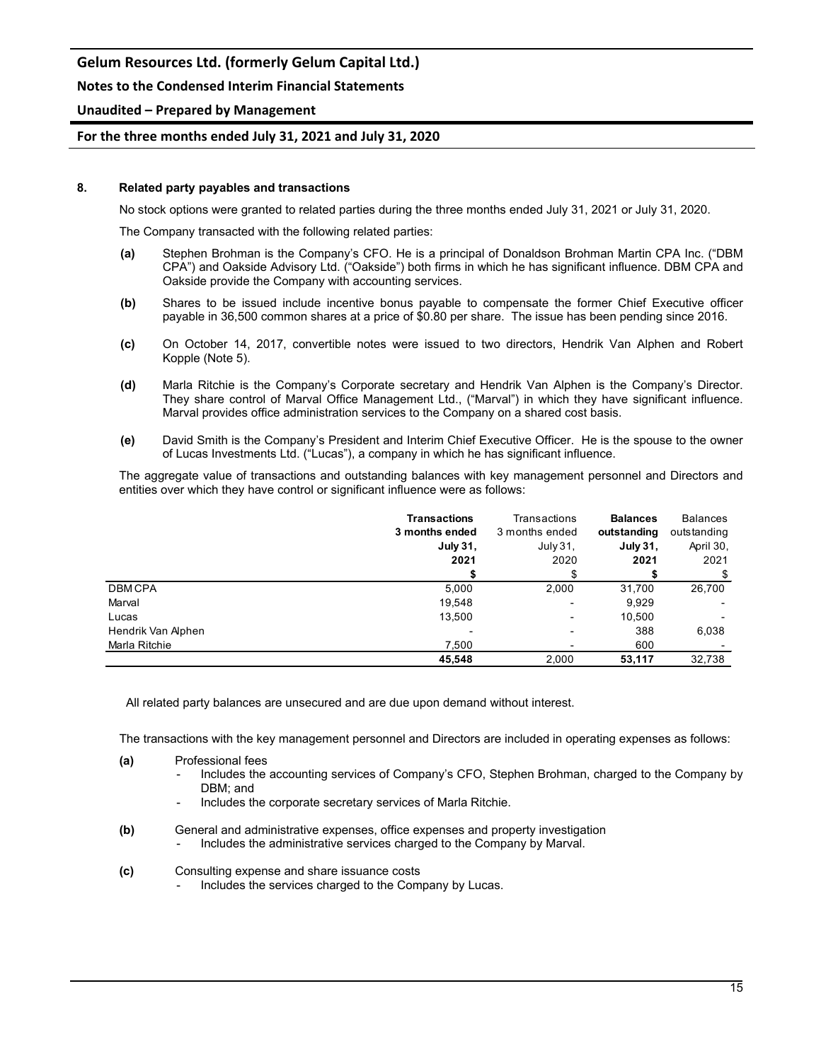## 8. Related party payables and transactions

No stock options were granted to related parties during the three months ended July 31, 2021 or July 31, 2020.

The Company transacted with the following related parties:

**(a)** Stephen Brohman is the Company's CFO. He is a principal of Donaldson Brohman Martin CPA Inc. ("DBM CPA") and Oakside Advisory Ltd. ("Oakside") both firms in which he has significant influence. DBM CPA and Oakside provide the Company with accounting services.

**(b)** Shares to be issued include incentive bonus payable to compensate the former Chief Executive officer payable in 36,500 common shares at a price of $0.80 per share. The issue has been pending since 2016.

**(c)** On October 14, 2017, convertible notes were issued to two directors, Hendrik Van Alphen and Robert Kopple (Note 5).

**(d)** Marla Ritchie is the Company's Corporate secretary and Hendrik Van Alphen is the Company's Director. They share control of Marval Office Management Ltd., ("Marval") in which they have significant influence. Marval provides office administration services to the Company on a shared cost basis.

**(e)** David Smith is the Company's President and Interim Chief Executive Officer. He is the spouse to the owner of Lucas Investments Ltd. ("Lucas"), a company in which he has significant influence.

The aggregate value of transactions and outstanding balances with key management personnel and Directors and entities over which they have control or significant influence were as follows:

| | **Transactions 3 months ended July 31, 2021** | Transactions 3 months ended July 31, 2020 | **Balances outstanding July 31, 2021** | Balances outstanding April 30, 2021 |
|---|---|---|---|---|
| | **$** | $ | **$** | $ |
| DBM CPA | 5,000 | 2,000 | 31,700 | 26,700 |
| Marval | 19,548 | - | 9,929 | - |
| Lucas | 13,500 | - | 10,500 | - |
| Hendrik Van Alphen | - | - | 388 | 6,038 |
| Marla Ritchie | 7,500 | - | 600 | - |
| | **45,548** | 2,000 | **53,117** | 32,738 |

All related party balances are unsecured and are due upon demand without interest.

The transactions with the key management personnel and Directors are included in operating expenses as follows:

**(a)** Professional fees
- Includes the accounting services of Company's CFO, Stephen Brohman, charged to the Company by DBM; and
- Includes the corporate secretary services of Marla Ritchie.

**(b)** General and administrative expenses, office expenses and property investigation
- Includes the administrative services charged to the Company by Marval.

**(c)** Consulting expense and share issuance costs
- Includes the services charged to the Company by Lucas.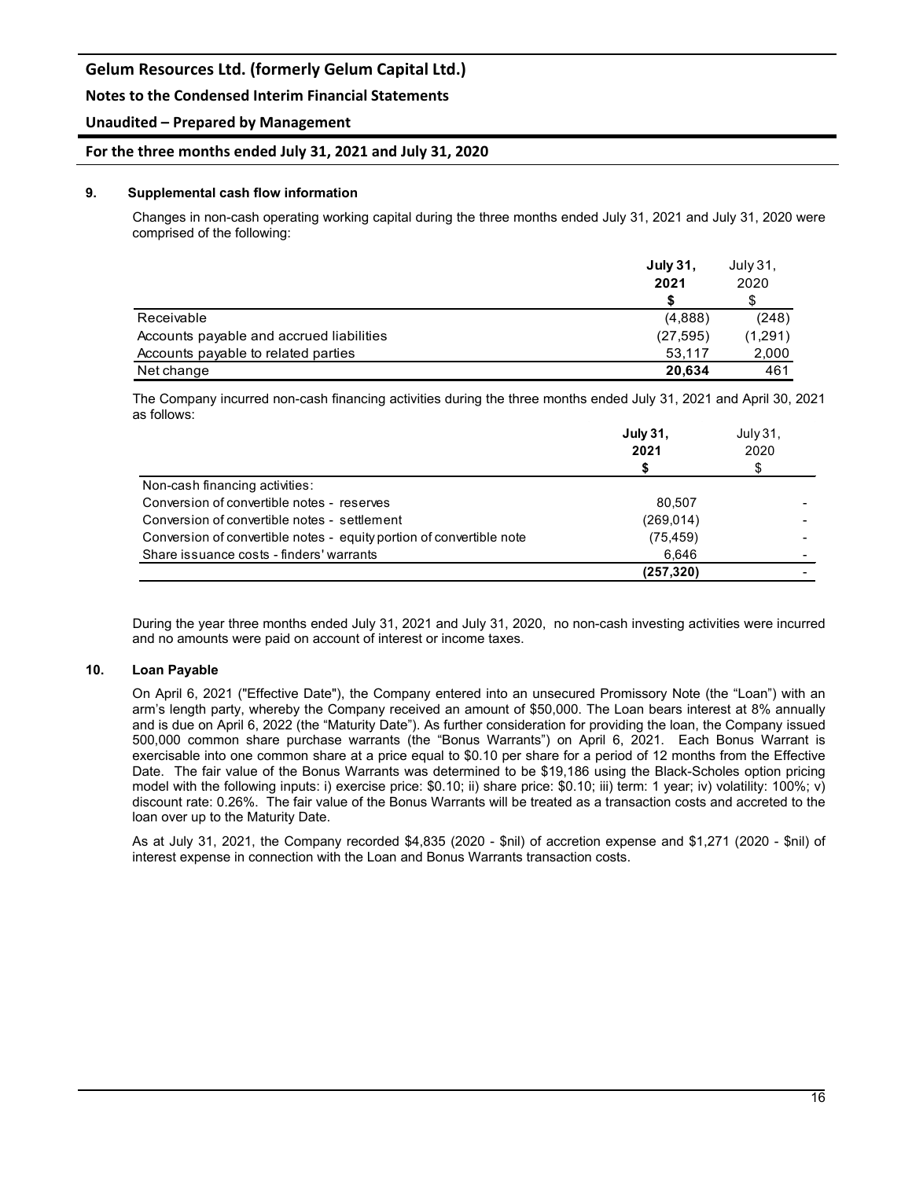## 9. Supplemental cash flow information

Changes in non-cash operating working capital during the three months ended July 31, 2021 and July 31, 2020 were comprised of the following:

| | **July 31, 2021** | July 31, 2020 |
|---|---|---|
| | **$** | $ |
| Receivable | (4,888) | (248) |
| Accounts payable and accrued liabilities | (27,595) | (1,291) |
| Accounts payable to related parties | 53,117 | 2,000 |
| Net change | **20,634** | 461 |

The Company incurred non-cash financing activities during the three months ended July 31, 2021 and April 30, 2021 as follows:

| | **July 31, 2021** | July 31, 2020 |
|---|---|---|
| | **$** | $ |
| Non-cash financing activities: | | |
| Conversion of convertible notes - reserves | 80,507 | - |
| Conversion of convertible notes - settlement | (269,014) | - |
| Conversion of convertible notes - equity portion of convertible note | (75,459) | - |
| Share issuance costs - finders' warrants | 6,646 | - |
| | **(257,320)** | - |

During the year three months ended July 31, 2021 and July 31, 2020, no non-cash investing activities were incurred and no amounts were paid on account of interest or income taxes.

## 10. Loan Payable

On April 6, 2021 ("Effective Date"), the Company entered into an unsecured Promissory Note (the "Loan") with an arm's length party, whereby the Company received an amount of $50,000. The Loan bears interest at 8% annually and is due on April 6, 2022 (the "Maturity Date"). As further consideration for providing the loan, the Company issued 500,000 common share purchase warrants (the "Bonus Warrants") on April 6, 2021. Each Bonus Warrant is exercisable into one common share at a price equal to $0.10 per share for a period of 12 months from the Effective Date. The fair value of the Bonus Warrants was determined to be $19,186 using the Black-Scholes option pricing model with the following inputs: i) exercise price: $0.10; ii) share price: $0.10; iii) term: 1 year; iv) volatility: 100%; v) discount rate: 0.26%. The fair value of the Bonus Warrants will be treated as a transaction costs and accreted to the loan over up to the Maturity Date.

As at July 31, 2021, the Company recorded $4,835 (2020 - $nil) of accretion expense and $1,271 (2020 - $nil) of interest expense in connection with the Loan and Bonus Warrants transaction costs.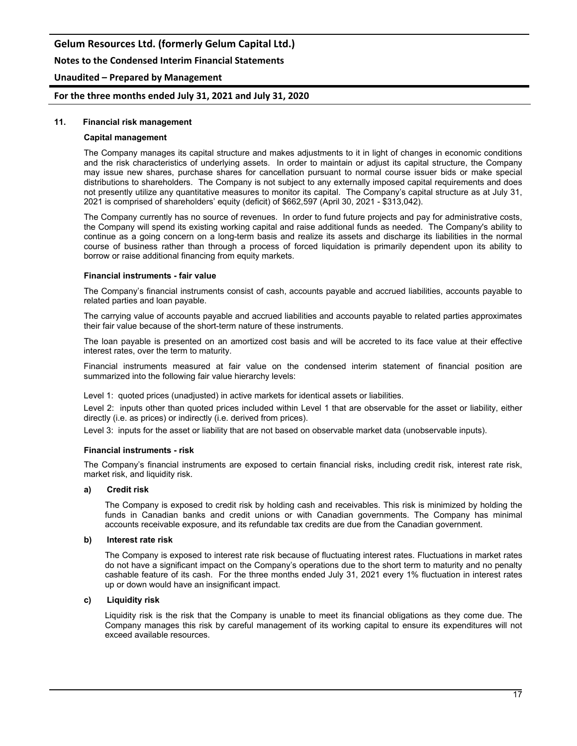## 11. Financial risk management

### Capital management

The Company manages its capital structure and makes adjustments to it in light of changes in economic conditions and the risk characteristics of underlying assets. In order to maintain or adjust its capital structure, the Company may issue new shares, purchase shares for cancellation pursuant to normal course issuer bids or make special distributions to shareholders. The Company is not subject to any externally imposed capital requirements and does not presently utilize any quantitative measures to monitor its capital. The Company's capital structure as at July 31, 2021 is comprised of shareholders' equity (deficit) of $662,597 (April 30, 2021 - $313,042).

The Company currently has no source of revenues. In order to fund future projects and pay for administrative costs, the Company will spend its existing working capital and raise additional funds as needed. The Company's ability to continue as a going concern on a long-term basis and realize its assets and discharge its liabilities in the normal course of business rather than through a process of forced liquidation is primarily dependent upon its ability to borrow or raise additional financing from equity markets.

### Financial instruments - fair value

The Company's financial instruments consist of cash, accounts payable and accrued liabilities, accounts payable to related parties and loan payable.

The carrying value of accounts payable and accrued liabilities and accounts payable to related parties approximates their fair value because of the short-term nature of these instruments.

The loan payable is presented on an amortized cost basis and will be accreted to its face value at their effective interest rates, over the term to maturity.

Financial instruments measured at fair value on the condensed interim statement of financial position are summarized into the following fair value hierarchy levels:

Level 1: quoted prices (unadjusted) in active markets for identical assets or liabilities.

Level 2: inputs other than quoted prices included within Level 1 that are observable for the asset or liability, either directly (i.e. as prices) or indirectly (i.e. derived from prices).

Level 3: inputs for the asset or liability that are not based on observable market data (unobservable inputs).

### Financial instruments - risk

The Company's financial instruments are exposed to certain financial risks, including credit risk, interest rate risk, market risk, and liquidity risk.

**a) Credit risk**

The Company is exposed to credit risk by holding cash and receivables. This risk is minimized by holding the funds in Canadian banks and credit unions or with Canadian governments. The Company has minimal accounts receivable exposure, and its refundable tax credits are due from the Canadian government.

**b) Interest rate risk**

The Company is exposed to interest rate risk because of fluctuating interest rates. Fluctuations in market rates do not have a significant impact on the Company's operations due to the short term to maturity and no penalty cashable feature of its cash. For the three months ended July 31, 2021 every 1% fluctuation in interest rates up or down would have an insignificant impact.

**c) Liquidity risk**

Liquidity risk is the risk that the Company is unable to meet its financial obligations as they come due. The Company manages this risk by careful management of its working capital to ensure its expenditures will not exceed available resources.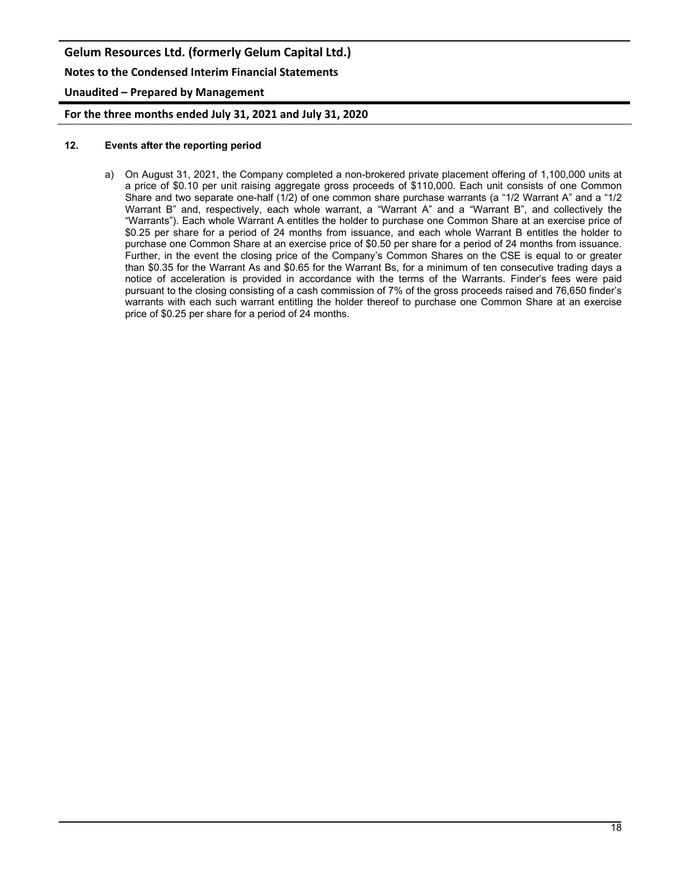## 12. Events after the reporting period

a) On August 31, 2021, the Company completed a non-brokered private placement offering of 1,100,000 units at a price of $0.10 per unit raising aggregate gross proceeds of $110,000. Each unit consists of one Common Share and two separate one-half (1/2) of one common share purchase warrants (a "1/2 Warrant A" and a "1/2 Warrant B" and, respectively, each whole warrant, a "Warrant A" and a "Warrant B", and collectively the "Warrants"). Each whole Warrant A entitles the holder to purchase one Common Share at an exercise price of $0.25 per share for a period of 24 months from issuance, and each whole Warrant B entitles the holder to purchase one Common Share at an exercise price of $0.50 per share for a period of 24 months from issuance. Further, in the event the closing price of the Company's Common Shares on the CSE is equal to or greater than $0.35 for the Warrant As and $0.65 for the Warrant Bs, for a minimum of ten consecutive trading days a notice of acceleration is provided in accordance with the terms of the Warrants. Finder's fees were paid pursuant to the closing consisting of a cash commission of 7% of the gross proceeds raised and 76,650 finder's warrants with each such warrant entitling the holder thereof to purchase one Common Share at an exercise price of $0.25 per share for a period of 24 months.